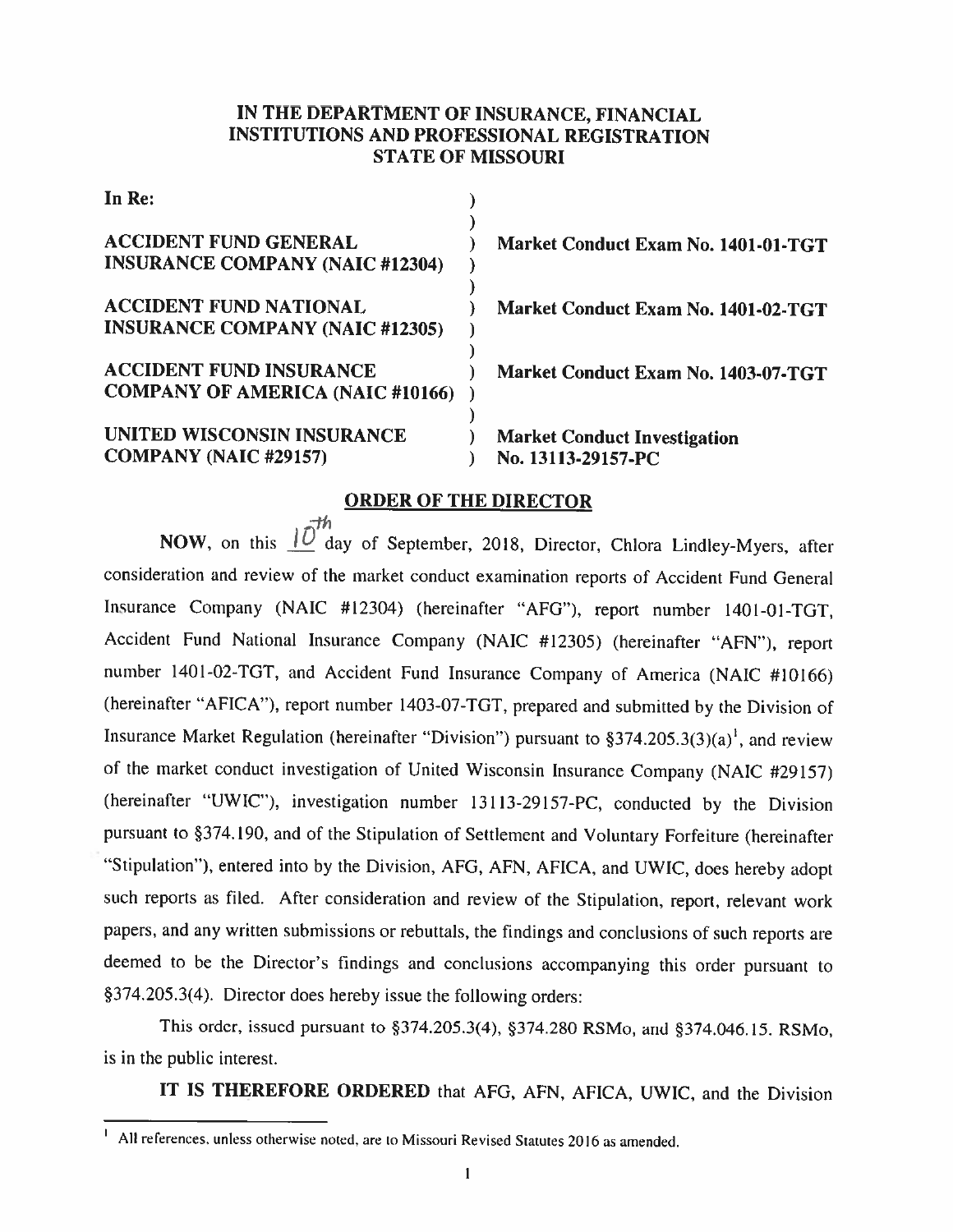**IN THE DEPARTMENT OF INSURANCE, FINANCIAL INSTITUTIONS AND PROFESSIONAL REGISTRATION STATE OF MISSOURI**

| In Re: | |
|---|---|
| **ACCIDENT FUND GENERAL INSURANCE COMPANY (NAIC #12304)** | **Market Conduct Exam No. 1401-01-TGT** |
| **ACCIDENT FUND NATIONAL INSURANCE COMPANY (NAIC #12305)** | **Market Conduct Exam No. 1401-02-TGT** |
| **ACCIDENT FUND INSURANCE COMPANY OF AMERICA (NAIC #10166)** | **Market Conduct Exam No. 1403-07-TGT** |
| **UNITED WISCONSIN INSURANCE COMPANY (NAIC #29157)** | **Market Conduct Investigation No. 13113-29157-PC** |

## ORDER OF THE DIRECTOR

**NOW**, on this 10th day of September, 2018, Director, Chlora Lindley-Myers, after consideration and review of the market conduct examination reports of Accident Fund General Insurance Company (NAIC #12304) (hereinafter "AFG"), report number 1401-01-TGT, Accident Fund National Insurance Company (NAIC #12305) (hereinafter "AFN"), report number 1401-02-TGT, and Accident Fund Insurance Company of America (NAIC #10166) (hereinafter "AFICA"), report number 1403-07-TGT, prepared and submitted by the Division of Insurance Market Regulation (hereinafter "Division") pursuant to §374.205.3(3)(a)[1], and review of the market conduct investigation of United Wisconsin Insurance Company (NAIC #29157) (hereinafter "UWIC"), investigation number 13113-29157-PC, conducted by the Division pursuant to §374.190, and of the Stipulation of Settlement and Voluntary Forfeiture (hereinafter "Stipulation"), entered into by the Division, AFG, AFN, AFICA, and UWIC, does hereby adopt such reports as filed. After consideration and review of the Stipulation, report, relevant work papers, and any written submissions or rebuttals, the findings and conclusions of such reports are deemed to be the Director's findings and conclusions accompanying this order pursuant to §374.205.3(4). Director does hereby issue the following orders:

This order, issued pursuant to §374.205.3(4), §374.280 RSMo, and §374.046.15. RSMo, is in the public interest.

**IT IS THEREFORE ORDERED** that AFG, AFN, AFICA, UWIC, and the Division

---

[1] All references, unless otherwise noted, are to Missouri Revised Statutes 2016 as amended.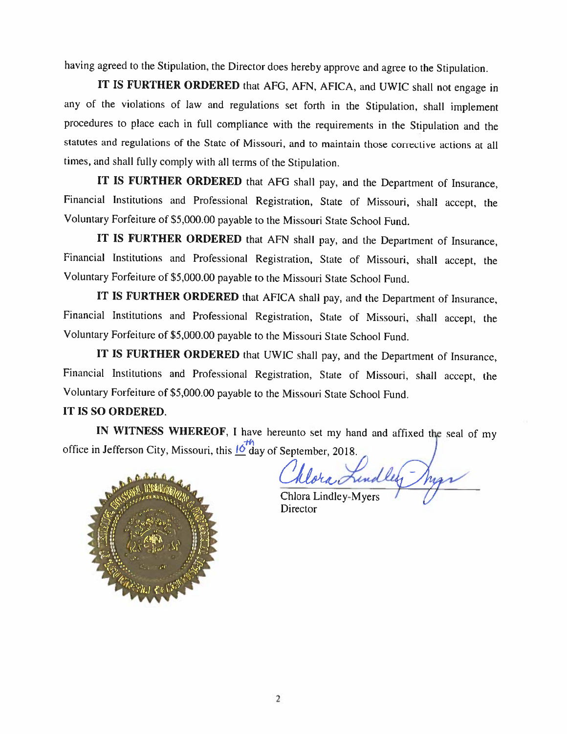having agreed to the Stipulation, the Director does hereby approve and agree to the Stipulation.

**IT IS FURTHER ORDERED** that AFG, AFN, AFICA, and UWIC shall not engage in any of the violations of law and regulations set forth in the Stipulation, shall implement procedures to place each in full compliance with the requirements in the Stipulation and the statutes and regulations of the State of Missouri, and to maintain those corrective actions at all times, and shall fully comply with all terms of the Stipulation.

**IT IS FURTHER ORDERED** that AFG shall pay, and the Department of Insurance, Financial Institutions and Professional Registration, State of Missouri, shall accept, the Voluntary Forfeiture of $5,000.00 payable to the Missouri State School Fund.

**IT IS FURTHER ORDERED** that AFN shall pay, and the Department of Insurance, Financial Institutions and Professional Registration, State of Missouri, shall accept, the Voluntary Forfeiture of $5,000.00 payable to the Missouri State School Fund.

**IT IS FURTHER ORDERED** that AFICA shall pay, and the Department of Insurance, Financial Institutions and Professional Registration, State of Missouri, shall accept, the Voluntary Forfeiture of $5,000.00 payable to the Missouri State School Fund.

**IT IS FURTHER ORDERED** that UWIC shall pay, and the Department of Insurance, Financial Institutions and Professional Registration, State of Missouri, shall accept, the Voluntary Forfeiture of $5,000.00 payable to the Missouri State School Fund.

**IT IS SO ORDERED.**

**IN WITNESS WHEREOF**, I have hereunto set my hand and affixed the seal of my office in Jefferson City, Missouri, this 16th day of September, 2018.

Chlora Lindley-Myers
Director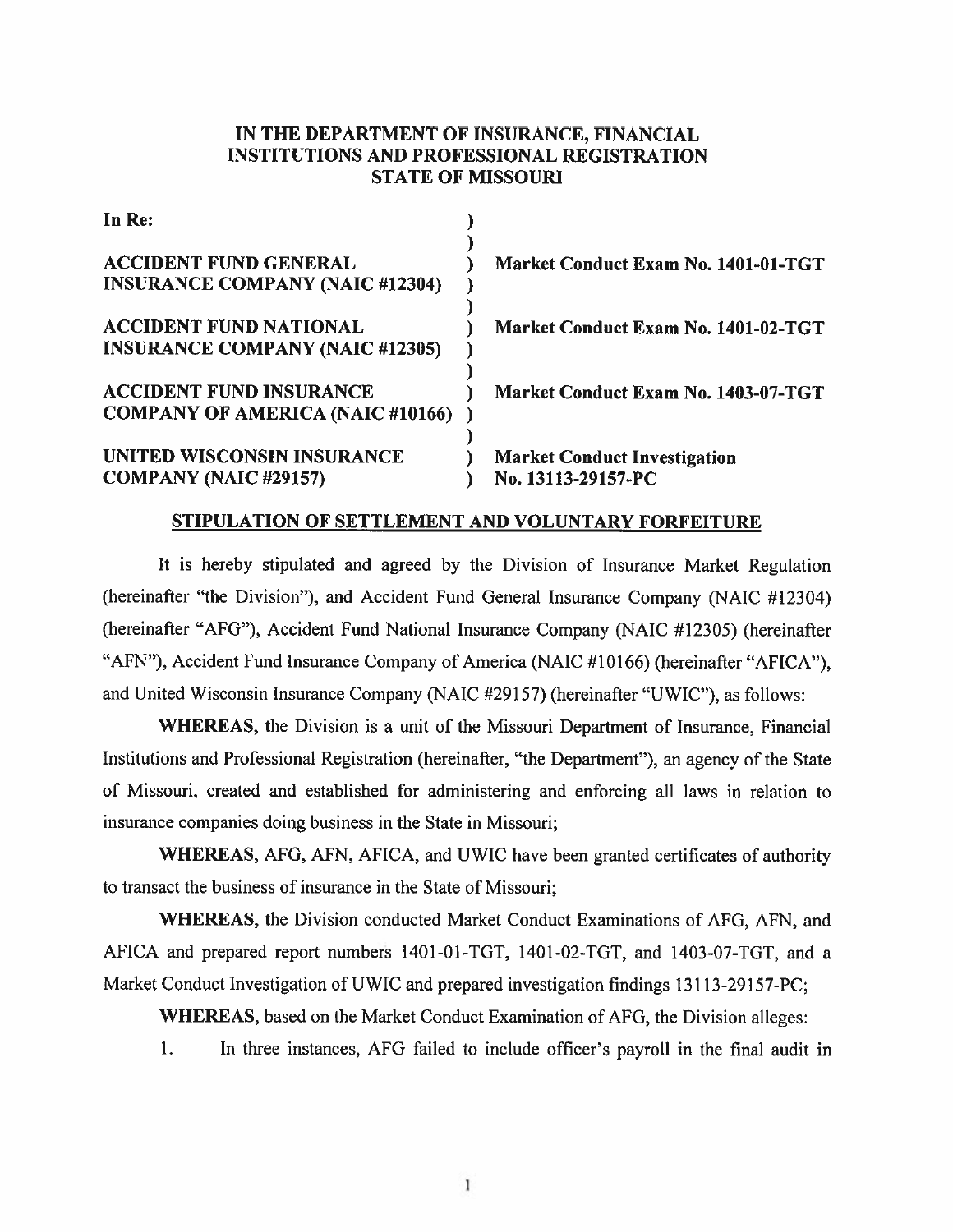**IN THE DEPARTMENT OF INSURANCE, FINANCIAL INSTITUTIONS AND PROFESSIONAL REGISTRATION STATE OF MISSOURI**

| | | |
|---|---|---|
| **In Re:** | ) | |
| | ) | |
| **ACCIDENT FUND GENERAL INSURANCE COMPANY (NAIC #12304)** | ) | **Market Conduct Exam No. 1401-01-TGT** |
| | ) | |
| **ACCIDENT FUND NATIONAL INSURANCE COMPANY (NAIC #12305)** | ) | **Market Conduct Exam No. 1401-02-TGT** |
| | ) | |
| **ACCIDENT FUND INSURANCE COMPANY OF AMERICA (NAIC #10166)** | ) | **Market Conduct Exam No. 1403-07-TGT** |
| | ) | |
| **UNITED WISCONSIN INSURANCE COMPANY (NAIC #29157)** | ) | **Market Conduct Investigation No. 13113-29157-PC** |

**STIPULATION OF SETTLEMENT AND VOLUNTARY FORFEITURE**

It is hereby stipulated and agreed by the Division of Insurance Market Regulation (hereinafter "the Division"), and Accident Fund General Insurance Company (NAIC #12304) (hereinafter "AFG"), Accident Fund National Insurance Company (NAIC #12305) (hereinafter "AFN"), Accident Fund Insurance Company of America (NAIC #10166) (hereinafter "AFICA"), and United Wisconsin Insurance Company (NAIC #29157) (hereinafter "UWIC"), as follows:

**WHEREAS**, the Division is a unit of the Missouri Department of Insurance, Financial Institutions and Professional Registration (hereinafter, "the Department"), an agency of the State of Missouri, created and established for administering and enforcing all laws in relation to insurance companies doing business in the State in Missouri;

**WHEREAS**, AFG, AFN, AFICA, and UWIC have been granted certificates of authority to transact the business of insurance in the State of Missouri;

**WHEREAS**, the Division conducted Market Conduct Examinations of AFG, AFN, and AFICA and prepared report numbers 1401-01-TGT, 1401-02-TGT, and 1403-07-TGT, and a Market Conduct Investigation of UWIC and prepared investigation findings 13113-29157-PC;

**WHEREAS**, based on the Market Conduct Examination of AFG, the Division alleges:

1. In three instances, AFG failed to include officer's payroll in the final audit in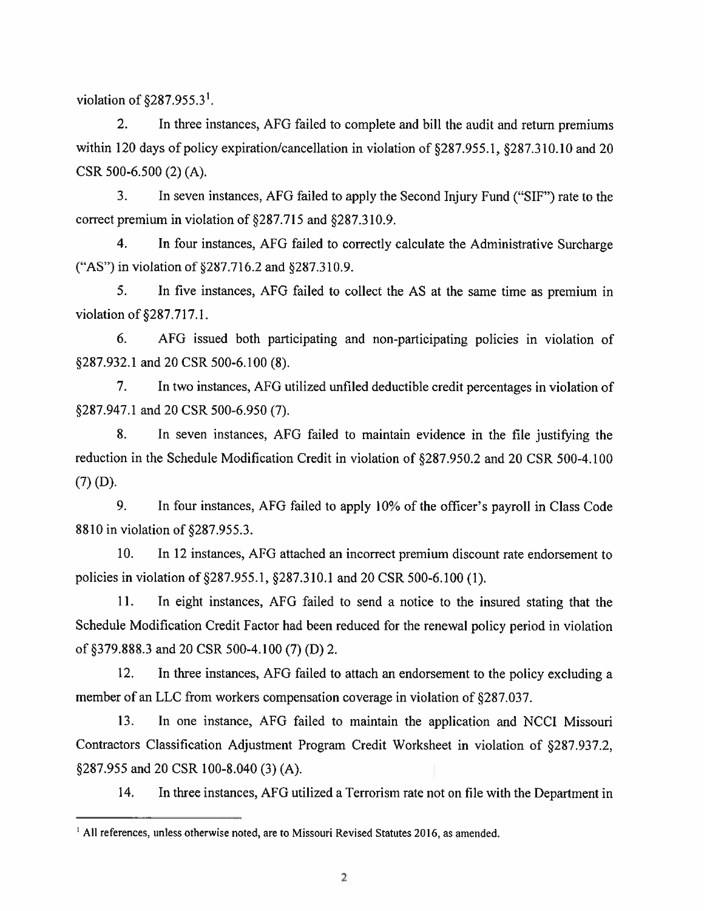violation of §287.955.3[1].

2. In three instances, AFG failed to complete and bill the audit and return premiums within 120 days of policy expiration/cancellation in violation of §287.955.1, §287.310.10 and 20 CSR 500-6.500 (2) (A).

3. In seven instances, AFG failed to apply the Second Injury Fund ("SIF") rate to the correct premium in violation of §287.715 and §287.310.9.

4. In four instances, AFG failed to correctly calculate the Administrative Surcharge ("AS") in violation of §287.716.2 and §287.310.9.

5. In five instances, AFG failed to collect the AS at the same time as premium in violation of §287.717.1.

6. AFG issued both participating and non-participating policies in violation of §287.932.1 and 20 CSR 500-6.100 (8).

7. In two instances, AFG utilized unfiled deductible credit percentages in violation of §287.947.1 and 20 CSR 500-6.950 (7).

8. In seven instances, AFG failed to maintain evidence in the file justifying the reduction in the Schedule Modification Credit in violation of §287.950.2 and 20 CSR 500-4.100 (7) (D).

9. In four instances, AFG failed to apply 10% of the officer's payroll in Class Code 8810 in violation of §287.955.3.

10. In 12 instances, AFG attached an incorrect premium discount rate endorsement to policies in violation of §287.955.1, §287.310.1 and 20 CSR 500-6.100 (1).

11. In eight instances, AFG failed to send a notice to the insured stating that the Schedule Modification Credit Factor had been reduced for the renewal policy period in violation of §379.888.3 and 20 CSR 500-4.100 (7) (D) 2.

12. In three instances, AFG failed to attach an endorsement to the policy excluding a member of an LLC from workers compensation coverage in violation of §287.037.

13. In one instance, AFG failed to maintain the application and NCCI Missouri Contractors Classification Adjustment Program Credit Worksheet in violation of §287.937.2, §287.955 and 20 CSR 100-8.040 (3) (A).

14. In three instances, AFG utilized a Terrorism rate not on file with the Department in

[1] All references, unless otherwise noted, are to Missouri Revised Statutes 2016, as amended.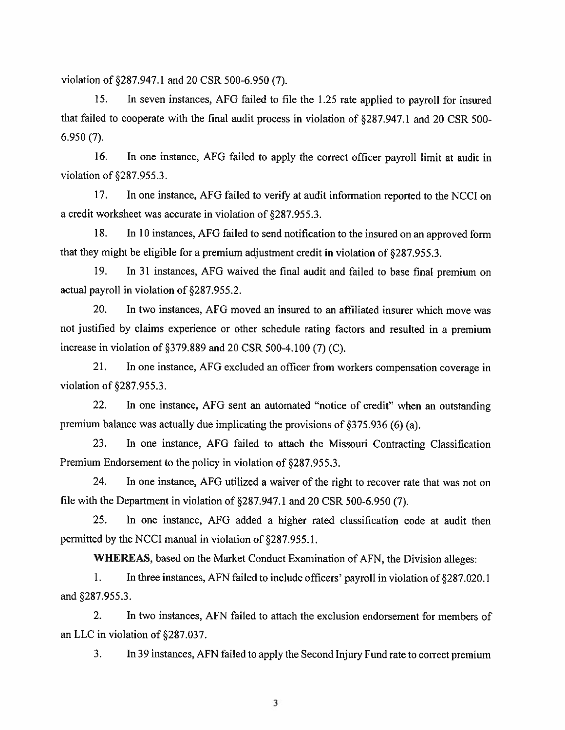violation of §287.947.1 and 20 CSR 500-6.950 (7).

15. In seven instances, AFG failed to file the 1.25 rate applied to payroll for insured that failed to cooperate with the final audit process in violation of §287.947.1 and 20 CSR 500-6.950 (7).

16. In one instance, AFG failed to apply the correct officer payroll limit at audit in violation of §287.955.3.

17. In one instance, AFG failed to verify at audit information reported to the NCCI on a credit worksheet was accurate in violation of §287.955.3.

18. In 10 instances, AFG failed to send notification to the insured on an approved form that they might be eligible for a premium adjustment credit in violation of §287.955.3.

19. In 31 instances, AFG waived the final audit and failed to base final premium on actual payroll in violation of §287.955.2.

20. In two instances, AFG moved an insured to an affiliated insurer which move was not justified by claims experience or other schedule rating factors and resulted in a premium increase in violation of §379.889 and 20 CSR 500-4.100 (7) (C).

21. In one instance, AFG excluded an officer from workers compensation coverage in violation of §287.955.3.

22. In one instance, AFG sent an automated "notice of credit" when an outstanding premium balance was actually due implicating the provisions of §375.936 (6) (a).

23. In one instance, AFG failed to attach the Missouri Contracting Classification Premium Endorsement to the policy in violation of §287.955.3.

24. In one instance, AFG utilized a waiver of the right to recover rate that was not on file with the Department in violation of §287.947.1 and 20 CSR 500-6.950 (7).

25. In one instance, AFG added a higher rated classification code at audit then permitted by the NCCI manual in violation of §287.955.1.

**WHEREAS**, based on the Market Conduct Examination of AFN, the Division alleges:

1. In three instances, AFN failed to include officers' payroll in violation of §287.020.1 and §287.955.3.

2. In two instances, AFN failed to attach the exclusion endorsement for members of an LLC in violation of §287.037.

3. In 39 instances, AFN failed to apply the Second Injury Fund rate to correct premium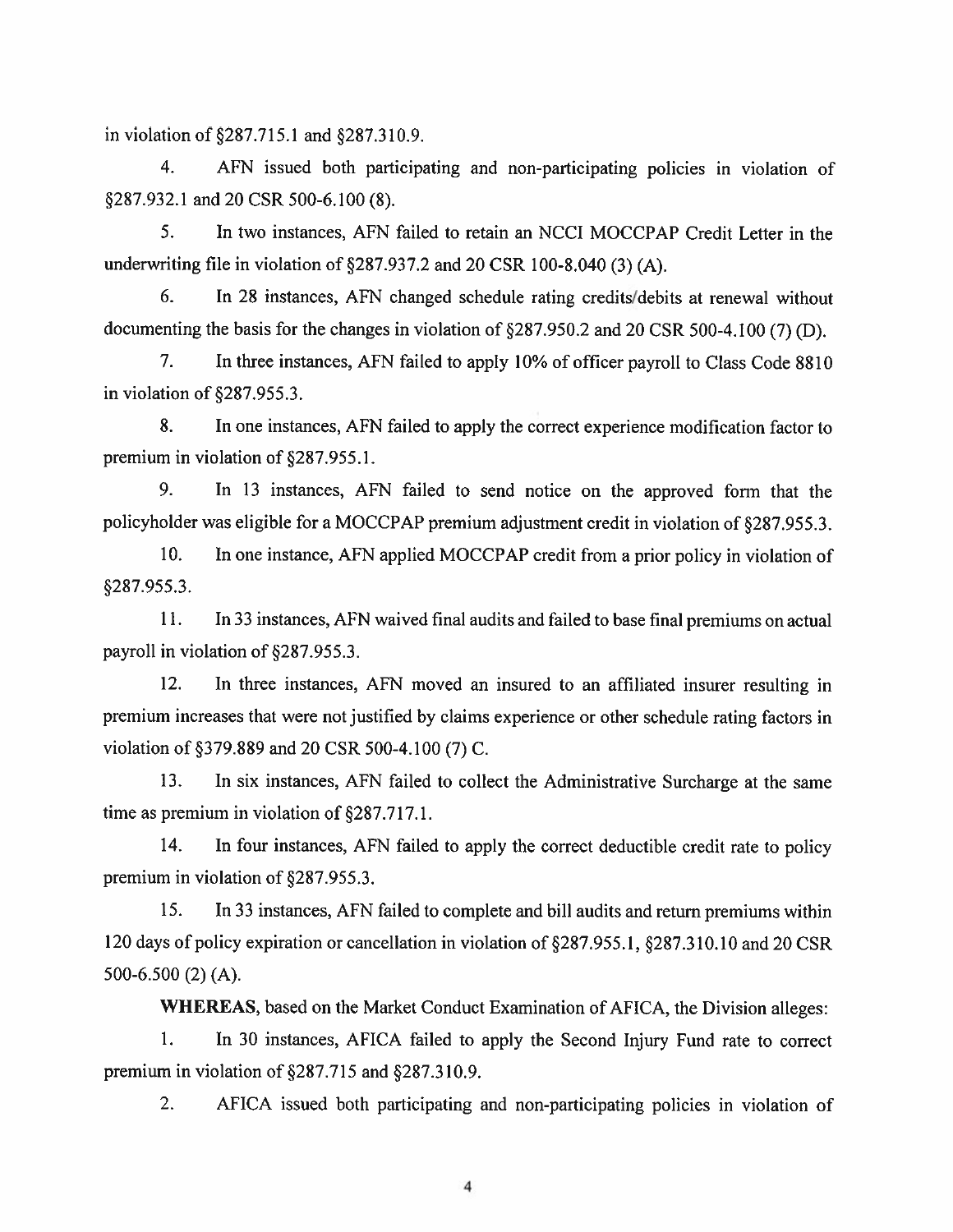in violation of §287.715.1 and §287.310.9.

4. AFN issued both participating and non-participating policies in violation of §287.932.1 and 20 CSR 500-6.100 (8).

5. In two instances, AFN failed to retain an NCCI MOCCPAP Credit Letter in the underwriting file in violation of §287.937.2 and 20 CSR 100-8.040 (3) (A).

6. In 28 instances, AFN changed schedule rating credits/debits at renewal without documenting the basis for the changes in violation of §287.950.2 and 20 CSR 500-4.100 (7) (D).

7. In three instances, AFN failed to apply 10% of officer payroll to Class Code 8810 in violation of §287.955.3.

8. In one instances, AFN failed to apply the correct experience modification factor to premium in violation of §287.955.1.

9. In 13 instances, AFN failed to send notice on the approved form that the policyholder was eligible for a MOCCPAP premium adjustment credit in violation of §287.955.3.

10. In one instance, AFN applied MOCCPAP credit from a prior policy in violation of §287.955.3.

11. In 33 instances, AFN waived final audits and failed to base final premiums on actual payroll in violation of §287.955.3.

12. In three instances, AFN moved an insured to an affiliated insurer resulting in premium increases that were not justified by claims experience or other schedule rating factors in violation of §379.889 and 20 CSR 500-4.100 (7) C.

13. In six instances, AFN failed to collect the Administrative Surcharge at the same time as premium in violation of §287.717.1.

14. In four instances, AFN failed to apply the correct deductible credit rate to policy premium in violation of §287.955.3.

15. In 33 instances, AFN failed to complete and bill audits and return premiums within 120 days of policy expiration or cancellation in violation of §287.955.1, §287.310.10 and 20 CSR 500-6.500 (2) (A).

**WHEREAS**, based on the Market Conduct Examination of AFICA, the Division alleges:

1. In 30 instances, AFICA failed to apply the Second Injury Fund rate to correct premium in violation of §287.715 and §287.310.9.

2. AFICA issued both participating and non-participating policies in violation of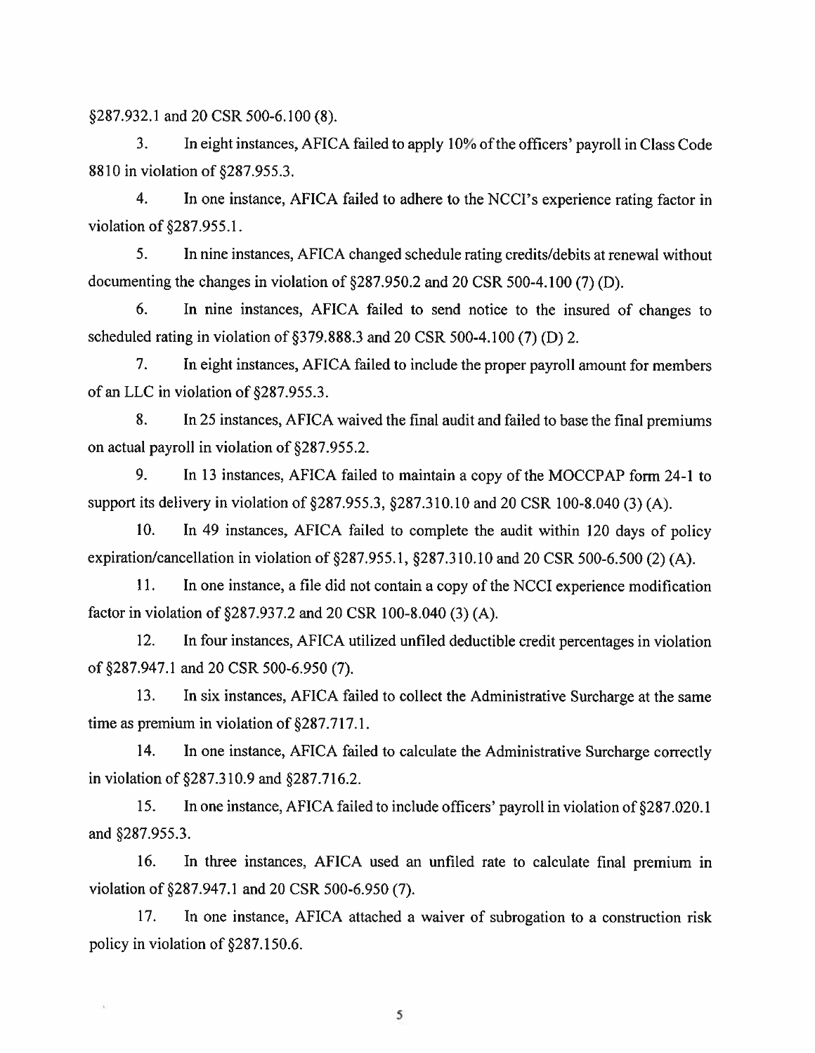§287.932.1 and 20 CSR 500-6.100 (8).

3. In eight instances, AFICA failed to apply 10% of the officers' payroll in Class Code 8810 in violation of §287.955.3.

4. In one instance, AFICA failed to adhere to the NCCI's experience rating factor in violation of §287.955.1.

5. In nine instances, AFICA changed schedule rating credits/debits at renewal without documenting the changes in violation of §287.950.2 and 20 CSR 500-4.100 (7) (D).

6. In nine instances, AFICA failed to send notice to the insured of changes to scheduled rating in violation of §379.888.3 and 20 CSR 500-4.100 (7) (D) 2.

7. In eight instances, AFICA failed to include the proper payroll amount for members of an LLC in violation of §287.955.3.

8. In 25 instances, AFICA waived the final audit and failed to base the final premiums on actual payroll in violation of §287.955.2.

9. In 13 instances, AFICA failed to maintain a copy of the MOCCPAP form 24-1 to support its delivery in violation of §287.955.3, §287.310.10 and 20 CSR 100-8.040 (3) (A).

10. In 49 instances, AFICA failed to complete the audit within 120 days of policy expiration/cancellation in violation of §287.955.1, §287.310.10 and 20 CSR 500-6.500 (2) (A).

11. In one instance, a file did not contain a copy of the NCCI experience modification factor in violation of §287.937.2 and 20 CSR 100-8.040 (3) (A).

12. In four instances, AFICA utilized unfiled deductible credit percentages in violation of §287.947.1 and 20 CSR 500-6.950 (7).

13. In six instances, AFICA failed to collect the Administrative Surcharge at the same time as premium in violation of §287.717.1.

14. In one instance, AFICA failed to calculate the Administrative Surcharge correctly in violation of §287.310.9 and §287.716.2.

15. In one instance, AFICA failed to include officers' payroll in violation of §287.020.1 and §287.955.3.

16. In three instances, AFICA used an unfiled rate to calculate final premium in violation of §287.947.1 and 20 CSR 500-6.950 (7).

17. In one instance, AFICA attached a waiver of subrogation to a construction risk policy in violation of §287.150.6.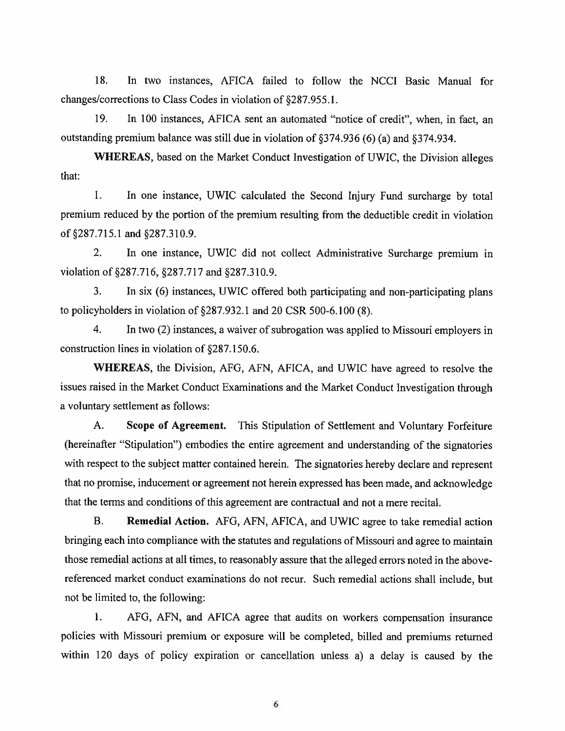18. In two instances, AFICA failed to follow the NCCI Basic Manual for changes/corrections to Class Codes in violation of §287.955.1.

19. In 100 instances, AFICA sent an automated "notice of credit", when, in fact, an outstanding premium balance was still due in violation of §374.936 (6) (a) and §374.934.

**WHEREAS**, based on the Market Conduct Investigation of UWIC, the Division alleges that:

1. In one instance, UWIC calculated the Second Injury Fund surcharge by total premium reduced by the portion of the premium resulting from the deductible credit in violation of §287.715.1 and §287.310.9.

2. In one instance, UWIC did not collect Administrative Surcharge premium in violation of §287.716, §287.717 and §287.310.9.

3. In six (6) instances, UWIC offered both participating and non-participating plans to policyholders in violation of §287.932.1 and 20 CSR 500-6.100 (8).

4. In two (2) instances, a waiver of subrogation was applied to Missouri employers in construction lines in violation of §287.150.6.

**WHEREAS**, the Division, AFG, AFN, AFICA, and UWIC have agreed to resolve the issues raised in the Market Conduct Examinations and the Market Conduct Investigation through a voluntary settlement as follows:

A. **Scope of Agreement.** This Stipulation of Settlement and Voluntary Forfeiture (hereinafter "Stipulation") embodies the entire agreement and understanding of the signatories with respect to the subject matter contained herein. The signatories hereby declare and represent that no promise, inducement or agreement not herein expressed has been made, and acknowledge that the terms and conditions of this agreement are contractual and not a mere recital.

B. **Remedial Action.** AFG, AFN, AFICA, and UWIC agree to take remedial action bringing each into compliance with the statutes and regulations of Missouri and agree to maintain those remedial actions at all times, to reasonably assure that the alleged errors noted in the above-referenced market conduct examinations do not recur. Such remedial actions shall include, but not be limited to, the following:

1. AFG, AFN, and AFICA agree that audits on workers compensation insurance policies with Missouri premium or exposure will be completed, billed and premiums returned within 120 days of policy expiration or cancellation unless a) a delay is caused by the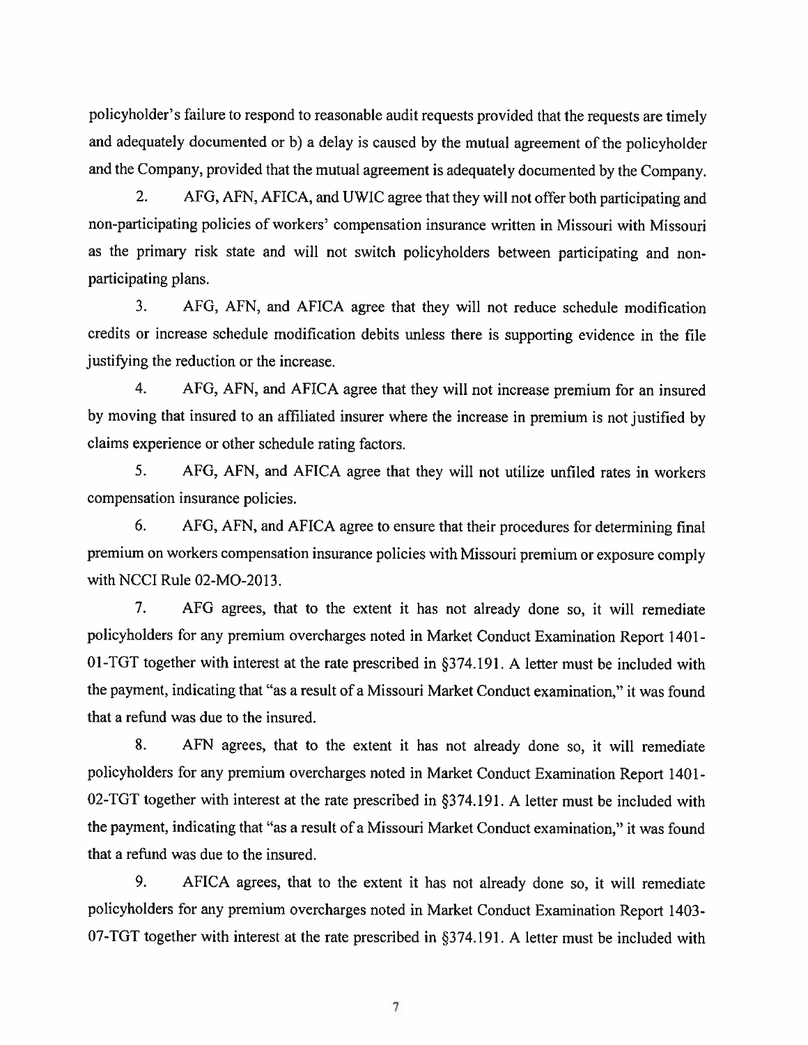policyholder's failure to respond to reasonable audit requests provided that the requests are timely and adequately documented or b) a delay is caused by the mutual agreement of the policyholder and the Company, provided that the mutual agreement is adequately documented by the Company.

2. AFG, AFN, AFICA, and UWIC agree that they will not offer both participating and non-participating policies of workers' compensation insurance written in Missouri with Missouri as the primary risk state and will not switch policyholders between participating and non-participating plans.

3. AFG, AFN, and AFICA agree that they will not reduce schedule modification credits or increase schedule modification debits unless there is supporting evidence in the file justifying the reduction or the increase.

4. AFG, AFN, and AFICA agree that they will not increase premium for an insured by moving that insured to an affiliated insurer where the increase in premium is not justified by claims experience or other schedule rating factors.

5. AFG, AFN, and AFICA agree that they will not utilize unfiled rates in workers compensation insurance policies.

6. AFG, AFN, and AFICA agree to ensure that their procedures for determining final premium on workers compensation insurance policies with Missouri premium or exposure comply with NCCI Rule 02-MO-2013.

7. AFG agrees, that to the extent it has not already done so, it will remediate policyholders for any premium overcharges noted in Market Conduct Examination Report 1401-01-TGT together with interest at the rate prescribed in §374.191. A letter must be included with the payment, indicating that "as a result of a Missouri Market Conduct examination," it was found that a refund was due to the insured.

8. AFN agrees, that to the extent it has not already done so, it will remediate policyholders for any premium overcharges noted in Market Conduct Examination Report 1401-02-TGT together with interest at the rate prescribed in §374.191. A letter must be included with the payment, indicating that "as a result of a Missouri Market Conduct examination," it was found that a refund was due to the insured.

9. AFICA agrees, that to the extent it has not already done so, it will remediate policyholders for any premium overcharges noted in Market Conduct Examination Report 1403-07-TGT together with interest at the rate prescribed in §374.191. A letter must be included with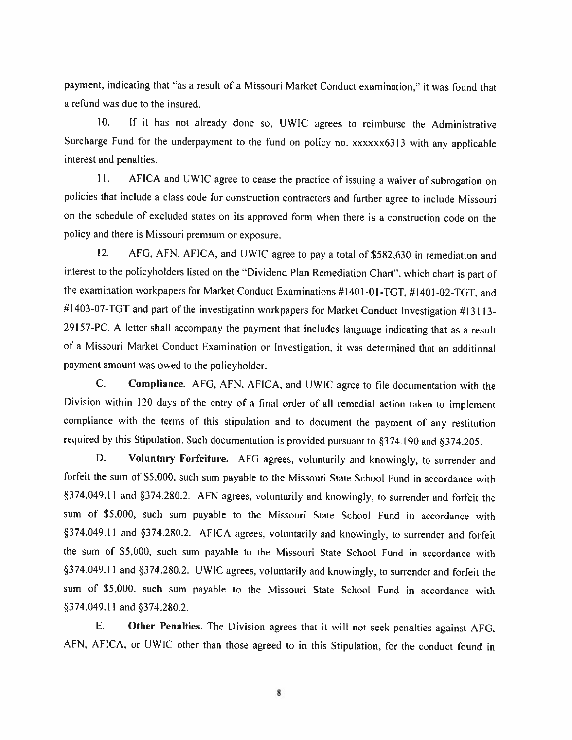payment, indicating that "as a result of a Missouri Market Conduct examination," it was found that a refund was due to the insured.

10. If it has not already done so, UWIC agrees to reimburse the Administrative Surcharge Fund for the underpayment to the fund on policy no. xxxxxx6313 with any applicable interest and penalties.

11. AFICA and UWIC agree to cease the practice of issuing a waiver of subrogation on policies that include a class code for construction contractors and further agree to include Missouri on the schedule of excluded states on its approved form when there is a construction code on the policy and there is Missouri premium or exposure.

12. AFG, AFN, AFICA, and UWIC agree to pay a total of $582,630 in remediation and interest to the policyholders listed on the "Dividend Plan Remediation Chart", which chart is part of the examination workpapers for Market Conduct Examinations #1401-01-TGT, #1401-02-TGT, and #1403-07-TGT and part of the investigation workpapers for Market Conduct Investigation #13113-29157-PC. A letter shall accompany the payment that includes language indicating that as a result of a Missouri Market Conduct Examination or Investigation, it was determined that an additional payment amount was owed to the policyholder.

C. **Compliance.** AFG, AFN, AFICA, and UWIC agree to file documentation with the Division within 120 days of the entry of a final order of all remedial action taken to implement compliance with the terms of this stipulation and to document the payment of any restitution required by this Stipulation. Such documentation is provided pursuant to §374.190 and §374.205.

D. **Voluntary Forfeiture.** AFG agrees, voluntarily and knowingly, to surrender and forfeit the sum of $5,000, such sum payable to the Missouri State School Fund in accordance with §374.049.11 and §374.280.2. AFN agrees, voluntarily and knowingly, to surrender and forfeit the sum of $5,000, such sum payable to the Missouri State School Fund in accordance with §374.049.11 and §374.280.2. AFICA agrees, voluntarily and knowingly, to surrender and forfeit the sum of $5,000, such sum payable to the Missouri State School Fund in accordance with §374.049.11 and §374.280.2. UWIC agrees, voluntarily and knowingly, to surrender and forfeit the sum of $5,000, such sum payable to the Missouri State School Fund in accordance with §374.049.11 and §374.280.2.

E. **Other Penalties.** The Division agrees that it will not seek penalties against AFG, AFN, AFICA, or UWIC other than those agreed to in this Stipulation, for the conduct found in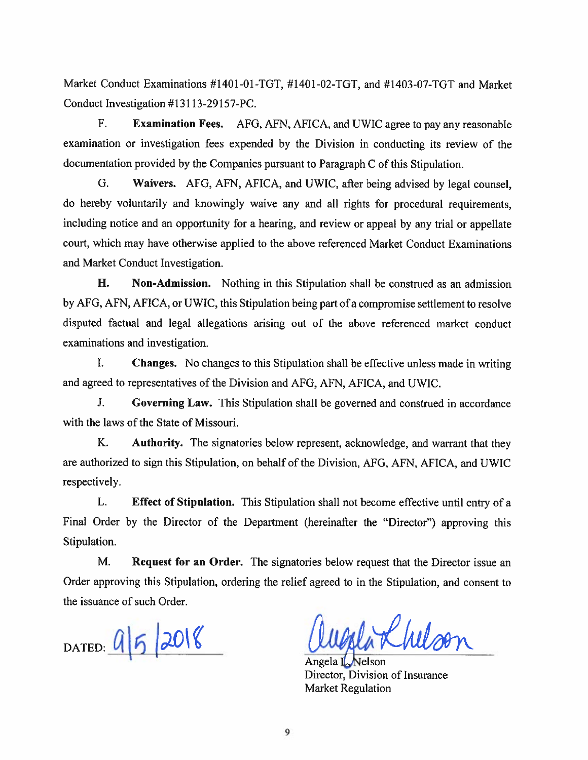Market Conduct Examinations #1401-01-TGT, #1401-02-TGT, and #1403-07-TGT and Market Conduct Investigation #13113-29157-PC.

F. **Examination Fees.** AFG, AFN, AFICA, and UWIC agree to pay any reasonable examination or investigation fees expended by the Division in conducting its review of the documentation provided by the Companies pursuant to Paragraph C of this Stipulation.

G. **Waivers.** AFG, AFN, AFICA, and UWIC, after being advised by legal counsel, do hereby voluntarily and knowingly waive any and all rights for procedural requirements, including notice and an opportunity for a hearing, and review or appeal by any trial or appellate court, which may have otherwise applied to the above referenced Market Conduct Examinations and Market Conduct Investigation.

**H. Non-Admission.** Nothing in this Stipulation shall be construed as an admission by AFG, AFN, AFICA, or UWIC, this Stipulation being part of a compromise settlement to resolve disputed factual and legal allegations arising out of the above referenced market conduct examinations and investigation.

I. **Changes.** No changes to this Stipulation shall be effective unless made in writing and agreed to representatives of the Division and AFG, AFN, AFICA, and UWIC.

J. **Governing Law.** This Stipulation shall be governed and construed in accordance with the laws of the State of Missouri.

K. **Authority.** The signatories below represent, acknowledge, and warrant that they are authorized to sign this Stipulation, on behalf of the Division, AFG, AFN, AFICA, and UWIC respectively.

L. **Effect of Stipulation.** This Stipulation shall not become effective until entry of a Final Order by the Director of the Department (hereinafter the "Director") approving this Stipulation.

M. **Request for an Order.** The signatories below request that the Director issue an Order approving this Stipulation, ordering the relief agreed to in the Stipulation, and consent to the issuance of such Order.

DATED: 9/5/2018

Angela L. Nelson
Director, Division of Insurance
Market Regulation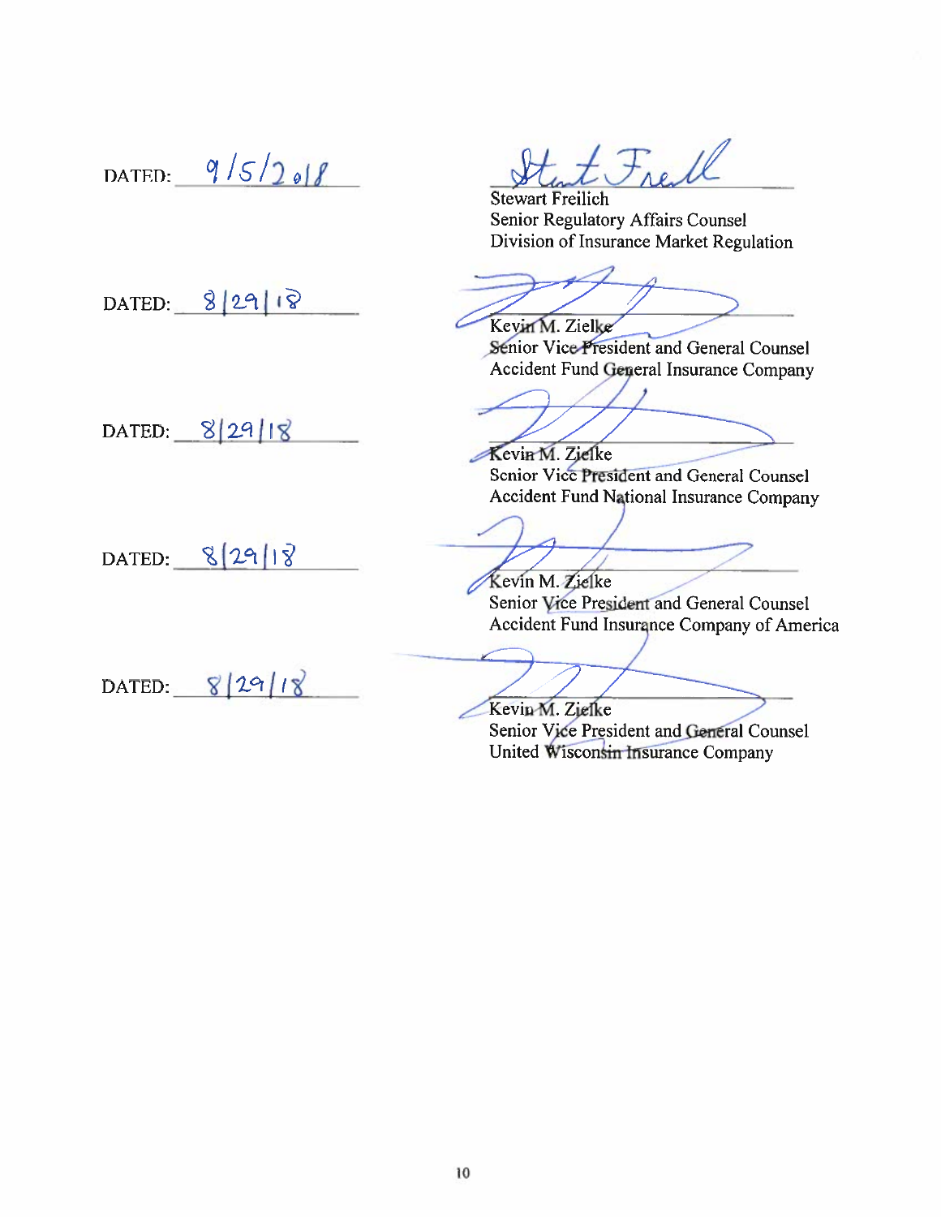DATED: 9/5/2018

Stewart Freilich
Senior Regulatory Affairs Counsel
Division of Insurance Market Regulation

DATED: 8/29/18

Kevin M. Zielke
Senior Vice President and General Counsel
Accident Fund General Insurance Company

DATED: 8/29/18

Kevin M. Zielke
Senior Vice President and General Counsel
Accident Fund National Insurance Company

DATED: 8/29/18

Kevin M. Zielke
Senior Vice President and General Counsel
Accident Fund Insurance Company of America

DATED: 8/29/18

Kevin M. Zielke
Senior Vice President and General Counsel
United Wisconsin Insurance Company